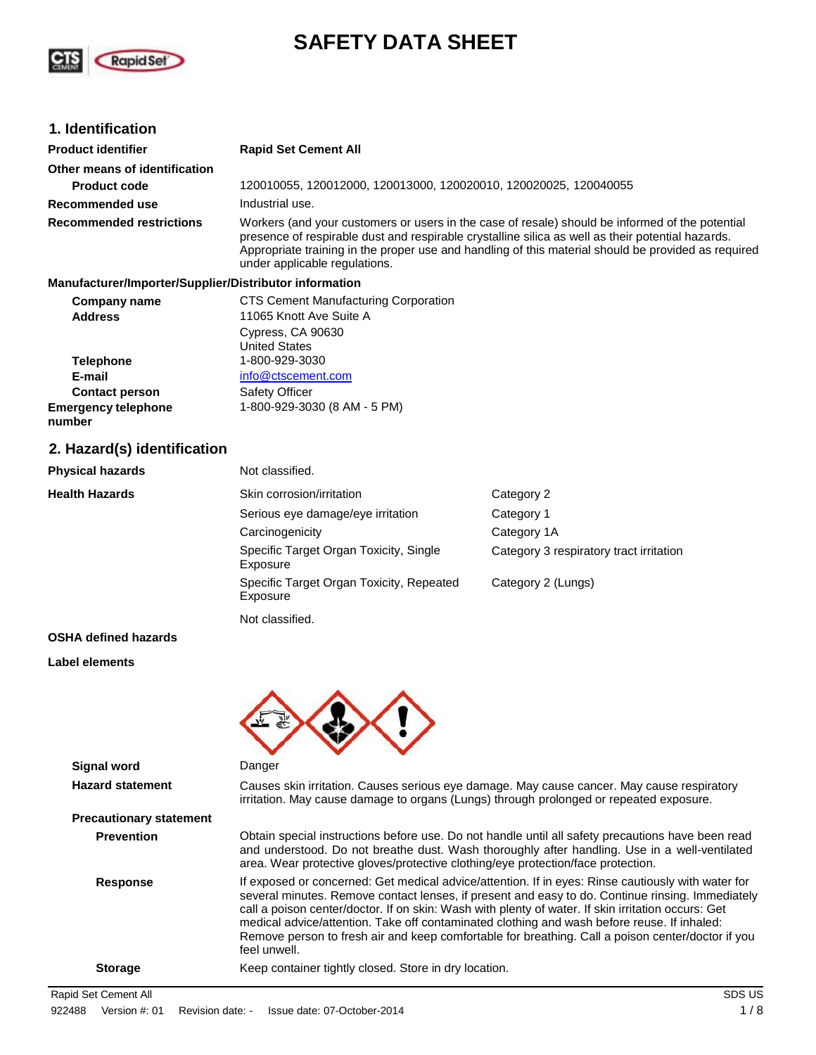# SAFETY DATA SHEET

## 1. Identification

| | |
|---|---|
| **Product identifier** | **Rapid Set Cement All** |
| **Other means of identification** | |
| **Product code** | 120010055, 120012000, 120013000, 120020010, 120020025, 120040055 |
| **Recommended use** | Industrial use. |
| **Recommended restrictions** | Workers (and your customers or users in the case of resale) should be informed of the potential presence of respirable dust and respirable crystalline silica as well as their potential hazards. Appropriate training in the proper use and handling of this material should be provided as required under applicable regulations. |

**Manufacturer/Importer/Supplier/Distributor information**

| | |
|---|---|
| **Company name** | CTS Cement Manufacturing Corporation |
| **Address** | 11065 Knott Ave Suite A<br>Cypress, CA 90630<br>United States |
| **Telephone** | 1-800-929-3030 |
| **E-mail** | info@ctscement.com |
| **Contact person** | Safety Officer |
| **Emergency telephone number** | 1-800-929-3030 (8 AM - 5 PM) |

## 2. Hazard(s) identification

| | | |
|---|---|---|
| **Physical hazards** | Not classified. | |
| **Health Hazards** | Skin corrosion/irritation | Category 2 |
| | Serious eye damage/eye irritation | Category 1 |
| | Carcinogenicity | Category 1A |
| | Specific Target Organ Toxicity, Single Exposure | Category 3 respiratory tract irritation |
| | Specific Target Organ Toxicity, Repeated Exposure | Category 2 (Lungs) |
| **OSHA defined hazards** | Not classified. | |

**Label elements**

| | |
|---|---|
| **Signal word** | Danger |
| **Hazard statement** | Causes skin irritation. Causes serious eye damage. May cause cancer. May cause respiratory irritation. May cause damage to organs (Lungs) through prolonged or repeated exposure. |
| **Precautionary statement** | |
| **Prevention** | Obtain special instructions before use. Do not handle until all safety precautions have been read and understood. Do not breathe dust. Wash thoroughly after handling. Use in a well-ventilated area. Wear protective gloves/protective clothing/eye protection/face protection. |
| **Response** | If exposed or concerned: Get medical advice/attention. If in eyes: Rinse cautiously with water for several minutes. Remove contact lenses, if present and easy to do. Continue rinsing. Immediately call a poison center/doctor. If on skin: Wash with plenty of water. If skin irritation occurs: Get medical advice/attention. Take off contaminated clothing and wash before reuse. If inhaled: Remove person to fresh air and keep comfortable for breathing. Call a poison center/doctor if you feel unwell. |
| **Storage** | Keep container tightly closed. Store in dry location. |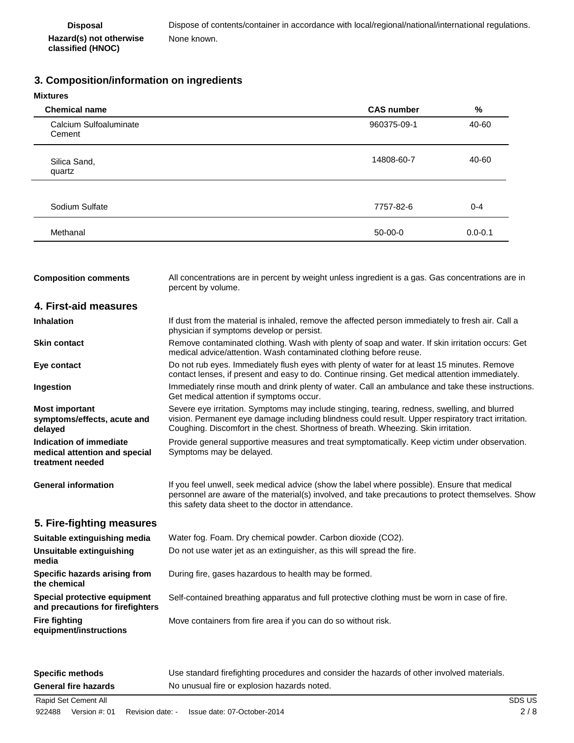| | |
|---|---|
| **Disposal** | Dispose of contents/container in accordance with local/regional/national/international regulations. |
| **Hazard(s) not otherwise classified (HNOC)** | None known. |

## 3. Composition/information on ingredients

**Mixtures**

| Chemical name | CAS number | % |
|---|---|---|
| Calcium Sulfoaluminate Cement | 960375-09-1 | 40-60 |
| Silica Sand, quartz | 14808-60-7 | 40-60 |
| Sodium Sulfate | 7757-82-6 | 0-4 |
| Methanal | 50-00-0 | 0.0-0.1 |

| | |
|---|---|
| **Composition comments** | All concentrations are in percent by weight unless ingredient is a gas. Gas concentrations are in percent by volume. |

## 4. First-aid measures

| | |
|---|---|
| **Inhalation** | If dust from the material is inhaled, remove the affected person immediately to fresh air. Call a physician if symptoms develop or persist. |
| **Skin contact** | Remove contaminated clothing. Wash with plenty of soap and water. If skin irritation occurs: Get medical advice/attention. Wash contaminated clothing before reuse. |
| **Eye contact** | Do not rub eyes. Immediately flush eyes with plenty of water for at least 15 minutes. Remove contact lenses, if present and easy to do. Continue rinsing. Get medical attention immediately. |
| **Ingestion** | Immediately rinse mouth and drink plenty of water. Call an ambulance and take these instructions. Get medical attention if symptoms occur. |
| **Most important symptoms/effects, acute and delayed** | Severe eye irritation. Symptoms may include stinging, tearing, redness, swelling, and blurred vision. Permanent eye damage including blindness could result. Upper respiratory tract irritation. Coughing. Discomfort in the chest. Shortness of breath. Wheezing. Skin irritation. |
| **Indication of immediate medical attention and special treatment needed** | Provide general supportive measures and treat symptomatically. Keep victim under observation. Symptoms may be delayed. |
| **General information** | If you feel unwell, seek medical advice (show the label where possible). Ensure that medical personnel are aware of the material(s) involved, and take precautions to protect themselves. Show this safety data sheet to the doctor in attendance. |

## 5. Fire-fighting measures

| | |
|---|---|
| **Suitable extinguishing media** | Water fog. Foam. Dry chemical powder. Carbon dioxide ($CO_2$). |
| **Unsuitable extinguishing media** | Do not use water jet as an extinguisher, as this will spread the fire. |
| **Specific hazards arising from the chemical** | During fire, gases hazardous to health may be formed. |
| **Special protective equipment and precautions for firefighters** | Self-contained breathing apparatus and full protective clothing must be worn in case of fire. |
| **Fire fighting equipment/instructions** | Move containers from fire area if you can do so without risk. |
| **Specific methods** | Use standard firefighting procedures and consider the hazards of other involved materials. |
| **General fire hazards** | No unusual fire or explosion hazards noted. |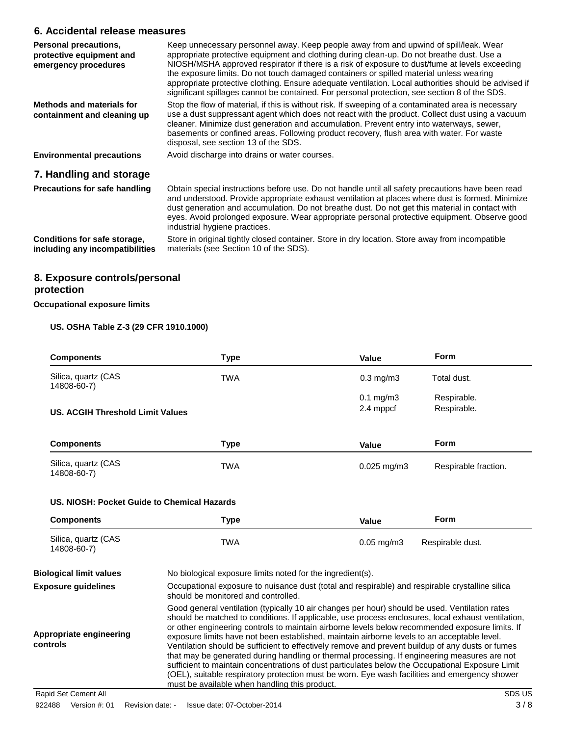## 6. Accidental release measures

**Personal precautions, protective equipment and emergency procedures**

Keep unnecessary personnel away. Keep people away from and upwind of spill/leak. Wear appropriate protective equipment and clothing during clean-up. Do not breathe dust. Use a NIOSH/MSHA approved respirator if there is a risk of exposure to dust/fume at levels exceeding the exposure limits. Do not touch damaged containers or spilled material unless wearing appropriate protective clothing. Ensure adequate ventilation. Local authorities should be advised if significant spillages cannot be contained. For personal protection, see section 8 of the SDS.

**Methods and materials for containment and cleaning up**

Stop the flow of material, if this is without risk. If sweeping of a contaminated area is necessary use a dust suppressant agent which does not react with the product. Collect dust using a vacuum cleaner. Minimize dust generation and accumulation. Prevent entry into waterways, sewer, basements or confined areas. Following product recovery, flush area with water. For waste disposal, see section 13 of the SDS.

**Environmental precautions**

Avoid discharge into drains or water courses.

## 7. Handling and storage

**Precautions for safe handling**

Obtain special instructions before use. Do not handle until all safety precautions have been read and understood. Provide appropriate exhaust ventilation at places where dust is formed. Minimize dust generation and accumulation. Do not breathe dust. Do not get this material in contact with eyes. Avoid prolonged exposure. Wear appropriate personal protective equipment. Observe good industrial hygiene practices.

**Conditions for safe storage, including any incompatibilities**

Store in original tightly closed container. Store in dry location. Store away from incompatible materials (see Section 10 of the SDS).

## 8. Exposure controls/personal protection

**Occupational exposure limits**

**US. OSHA Table Z-3 (29 CFR 1910.1000)**

| Components | Type | Value | Form |
|---|---|---|---|
| Silica, quartz (CAS 14808-60-7) | TWA | 0.3 mg/m3 | Total dust. |
| | | 0.1 mg/m3 | Respirable. |
| | | 2.4 mppcf | Respirable. |

**US. ACGIH Threshold Limit Values**

| Components | Type | Value | Form |
|---|---|---|---|
| Silica, quartz (CAS 14808-60-7) | TWA | 0.025 mg/m3 | Respirable fraction. |

**US. NIOSH: Pocket Guide to Chemical Hazards**

| Components | Type | Value | Form |
|---|---|---|---|
| Silica, quartz (CAS 14808-60-7) | TWA | 0.05 mg/m3 | Respirable dust. |

**Biological limit values**

No biological exposure limits noted for the ingredient(s).

**Exposure guidelines**

Occupational exposure to nuisance dust (total and respirable) and respirable crystalline silica should be monitored and controlled.

**Appropriate engineering controls**

Good general ventilation (typically 10 air changes per hour) should be used. Ventilation rates should be matched to conditions. If applicable, use process enclosures, local exhaust ventilation, or other engineering controls to maintain airborne levels below recommended exposure limits. If exposure limits have not been established, maintain airborne levels to an acceptable level. Ventilation should be sufficient to effectively remove and prevent buildup of any dusts or fumes that may be generated during handling or thermal processing. If engineering measures are not sufficient to maintain concentrations of dust particulates below the Occupational Exposure Limit (OEL), suitable respiratory protection must be worn. Eye wash facilities and emergency shower must be available when handling this product.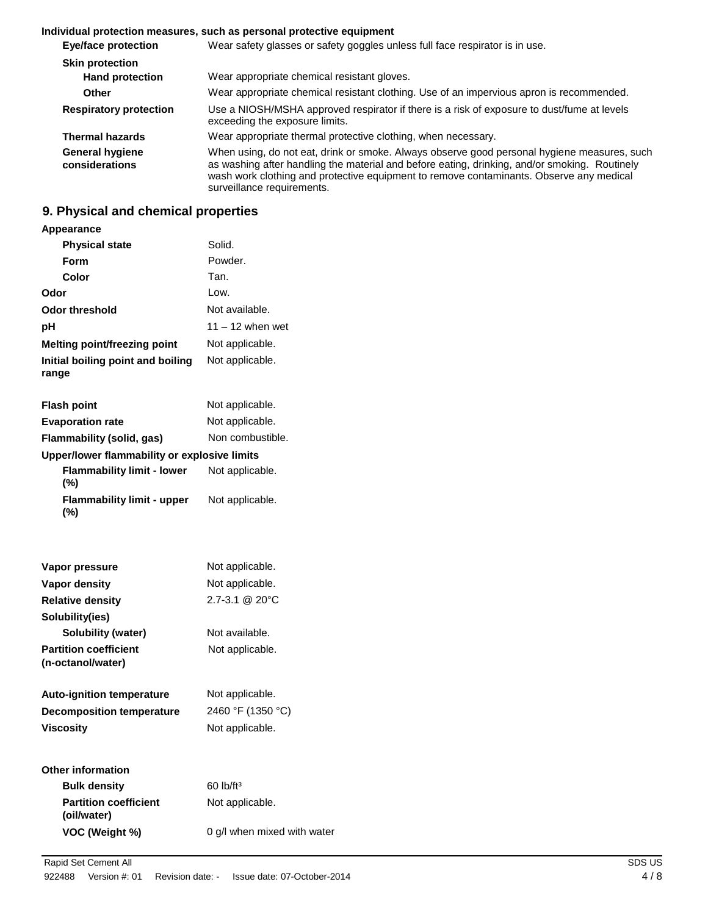**Individual protection measures, such as personal protective equipment**

| | |
|---|---|
| **Eye/face protection** | Wear safety glasses or safety goggles unless full face respirator is in use. |
| **Skin protection** | |
| **Hand protection** | Wear appropriate chemical resistant gloves. |
| **Other** | Wear appropriate chemical resistant clothing. Use of an impervious apron is recommended. |
| **Respiratory protection** | Use a NIOSH/MSHA approved respirator if there is a risk of exposure to dust/fume at levels exceeding the exposure limits. |
| **Thermal hazards** | Wear appropriate thermal protective clothing, when necessary. |
| **General hygiene considerations** | When using, do not eat, drink or smoke. Always observe good personal hygiene measures, such as washing after handling the material and before eating, drinking, and/or smoking. Routinely wash work clothing and protective equipment to remove contaminants. Observe any medical surveillance requirements. |

## 9. Physical and chemical properties

| | |
|---|---|
| **Appearance** | |
| **Physical state** | Solid. |
| **Form** | Powder. |
| **Color** | Tan. |
| **Odor** | Low. |
| **Odor threshold** | Not available. |
| **pH** | 11 – 12 when wet |
| **Melting point/freezing point** | Not applicable. |
| **Initial boiling point and boiling range** | Not applicable. |
| **Flash point** | Not applicable. |
| **Evaporation rate** | Not applicable. |
| **Flammability (solid, gas)** | Non combustible. |
| **Upper/lower flammability or explosive limits** | |
| **Flammability limit - lower (%)** | Not applicable. |
| **Flammability limit - upper (%)** | Not applicable. |
| **Vapor pressure** | Not applicable. |
| **Vapor density** | Not applicable. |
| **Relative density** | 2.7-3.1 @ 20°C |
| **Solubility(ies)** | |
| **Solubility (water)** | Not available. |
| **Partition coefficient (n-octanol/water)** | Not applicable. |
| **Auto-ignition temperature** | Not applicable. |
| **Decomposition temperature** | 2460 °F (1350 °C) |
| **Viscosity** | Not applicable. |
| **Other information** | |
| **Bulk density** | 60 lb/ft³ |
| **Partition coefficient (oil/water)** | Not applicable. |
| **VOC (Weight %)** | 0 g/l when mixed with water |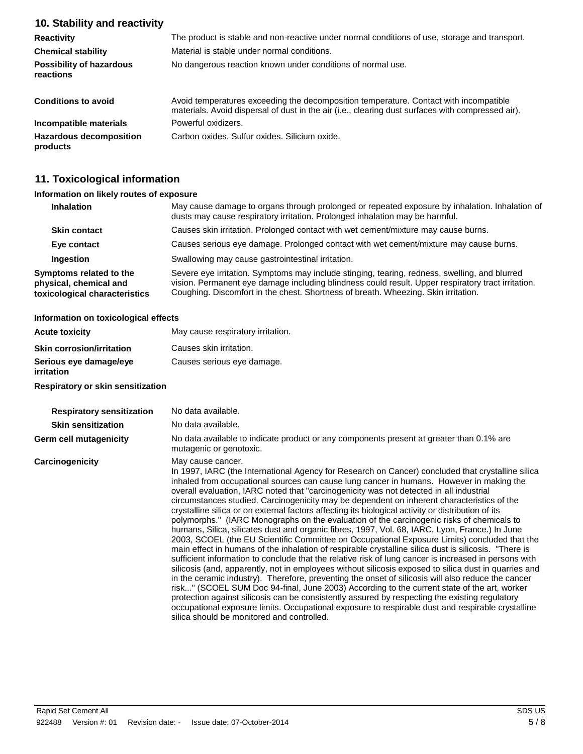## 10. Stability and reactivity

| | |
|---|---|
| **Reactivity** | The product is stable and non-reactive under normal conditions of use, storage and transport. |
| **Chemical stability** | Material is stable under normal conditions. |
| **Possibility of hazardous reactions** | No dangerous reaction known under conditions of normal use. |
| **Conditions to avoid** | Avoid temperatures exceeding the decomposition temperature. Contact with incompatible materials. Avoid dispersal of dust in the air (i.e., clearing dust surfaces with compressed air). |
| **Incompatible materials** | Powerful oxidizers. |
| **Hazardous decomposition products** | Carbon oxides. Sulfur oxides. Silicium oxide. |

## 11. Toxicological information

**Information on likely routes of exposure**

| | |
|---|---|
| **Inhalation** | May cause damage to organs through prolonged or repeated exposure by inhalation. Inhalation of dusts may cause respiratory irritation. Prolonged inhalation may be harmful. |
| **Skin contact** | Causes skin irritation. Prolonged contact with wet cement/mixture may cause burns. |
| **Eye contact** | Causes serious eye damage. Prolonged contact with wet cement/mixture may cause burns. |
| **Ingestion** | Swallowing may cause gastrointestinal irritation. |
| **Symptoms related to the physical, chemical and toxicological characteristics** | Severe eye irritation. Symptoms may include stinging, tearing, redness, swelling, and blurred vision. Permanent eye damage including blindness could result. Upper respiratory tract irritation. Coughing. Discomfort in the chest. Shortness of breath. Wheezing. Skin irritation. |

**Information on toxicological effects**

| | |
|---|---|
| **Acute toxicity** | May cause respiratory irritation. |
| **Skin corrosion/irritation** | Causes skin irritation. |
| **Serious eye damage/eye irritation** | Causes serious eye damage. |

**Respiratory or skin sensitization**

| | |
|---|---|
| **Respiratory sensitization** | No data available. |
| **Skin sensitization** | No data available. |
| **Germ cell mutagenicity** | No data available to indicate product or any components present at greater than 0.1% are mutagenic or genotoxic. |
| **Carcinogenicity** | May cause cancer. In 1997, IARC (the International Agency for Research on Cancer) concluded that crystalline silica inhaled from occupational sources can cause lung cancer in humans. However in making the overall evaluation, IARC noted that "carcinogenicity was not detected in all industrial circumstances studied. Carcinogenicity may be dependent on inherent characteristics of the crystalline silica or on external factors affecting its biological activity or distribution of its polymorphs." (IARC Monographs on the evaluation of the carcinogenic risks of chemicals to humans, Silica, silicates dust and organic fibres, 1997, Vol. 68, IARC, Lyon, France.) In June 2003, SCOEL (the EU Scientific Committee on Occupational Exposure Limits) concluded that the main effect in humans of the inhalation of respirable crystalline silica dust is silicosis. "There is sufficient information to conclude that the relative risk of lung cancer is increased in persons with silicosis (and, apparently, not in employees without silicosis exposed to silica dust in quarries and in the ceramic industry). Therefore, preventing the onset of silicosis will also reduce the cancer risk..." (SCOEL SUM Doc 94-final, June 2003) According to the current state of the art, worker protection against silicosis can be consistently assured by respecting the existing regulatory occupational exposure limits. Occupational exposure to respirable dust and respirable crystalline silica should be monitored and controlled. |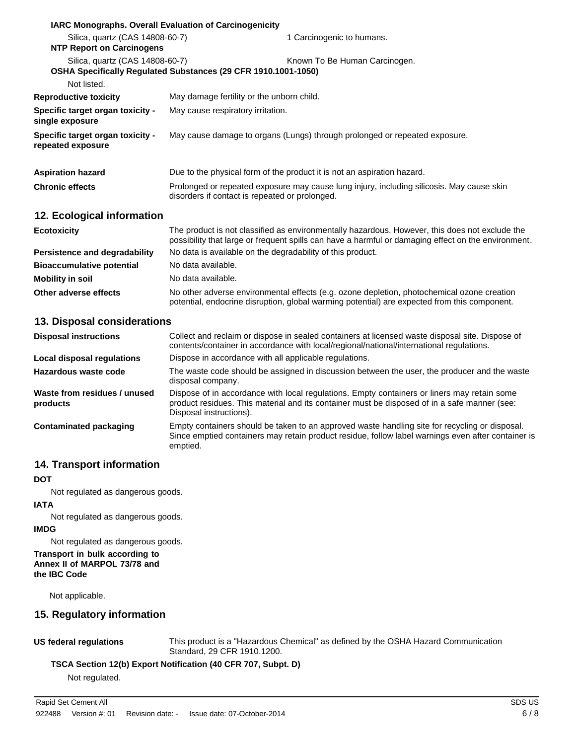**IARC Monographs. Overall Evaluation of Carcinogenicity**

| | |
|---|---|
| Silica, quartz (CAS 14808-60-7) | 1 Carcinogenic to humans. |

**NTP Report on Carcinogens**

| | |
|---|---|
| Silica, quartz (CAS 14808-60-7) | Known To Be Human Carcinogen. |

**OSHA Specifically Regulated Substances (29 CFR 1910.1001-1050)**

Not listed.

| | |
|---|---|
| **Reproductive toxicity** | May damage fertility or the unborn child. |
| **Specific target organ toxicity - single exposure** | May cause respiratory irritation. |
| **Specific target organ toxicity - repeated exposure** | May cause damage to organs (Lungs) through prolonged or repeated exposure. |
| **Aspiration hazard** | Due to the physical form of the product it is not an aspiration hazard. |
| **Chronic effects** | Prolonged or repeated exposure may cause lung injury, including silicosis. May cause skin disorders if contact is repeated or prolonged. |

## 12. Ecological information

| | |
|---|---|
| **Ecotoxicity** | The product is not classified as environmentally hazardous. However, this does not exclude the possibility that large or frequent spills can have a harmful or damaging effect on the environment. |
| **Persistence and degradability** | No data is available on the degradability of this product. |
| **Bioaccumulative potential** | No data available. |
| **Mobility in soil** | No data available. |
| **Other adverse effects** | No other adverse environmental effects (e.g. ozone depletion, photochemical ozone creation potential, endocrine disruption, global warming potential) are expected from this component. |

## 13. Disposal considerations

| | |
|---|---|
| **Disposal instructions** | Collect and reclaim or dispose in sealed containers at licensed waste disposal site. Dispose of contents/container in accordance with local/regional/national/international regulations. |
| **Local disposal regulations** | Dispose in accordance with all applicable regulations. |
| **Hazardous waste code** | The waste code should be assigned in discussion between the user, the producer and the waste disposal company. |
| **Waste from residues / unused products** | Dispose of in accordance with local regulations. Empty containers or liners may retain some product residues. This material and its container must be disposed of in a safe manner (see: Disposal instructions). |
| **Contaminated packaging** | Empty containers should be taken to an approved waste handling site for recycling or disposal. Since emptied containers may retain product residue, follow label warnings even after container is emptied. |

## 14. Transport information

**DOT**

Not regulated as dangerous goods.

**IATA**

Not regulated as dangerous goods.

**IMDG**

Not regulated as dangerous goods.

**Transport in bulk according to Annex II of MARPOL 73/78 and the IBC Code**

Not applicable.

## 15. Regulatory information

| | |
|---|---|
| **US federal regulations** | This product is a "Hazardous Chemical" as defined by the OSHA Hazard Communication Standard, 29 CFR 1910.1200. |

**TSCA Section 12(b) Export Notification (40 CFR 707, Subpt. D)**

Not regulated.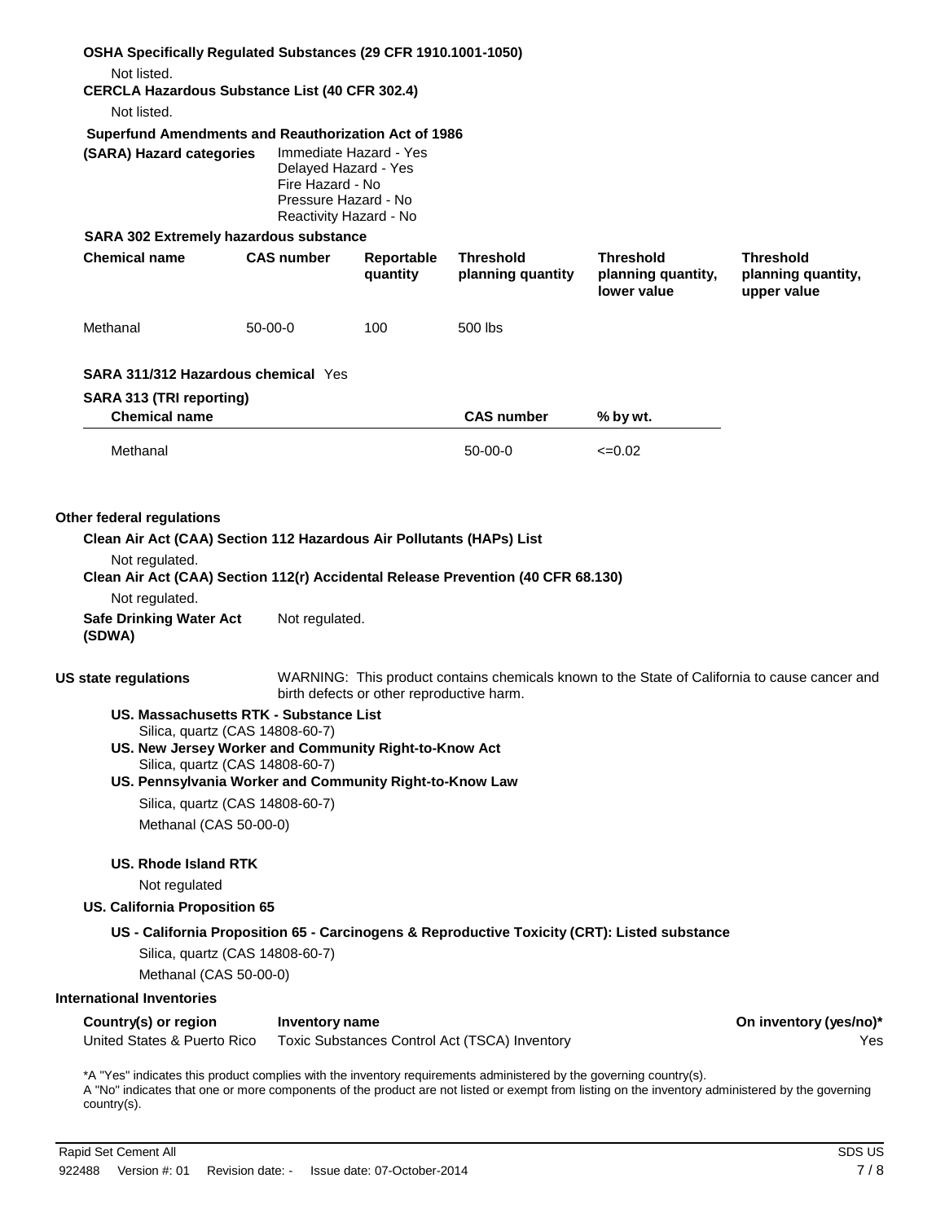**OSHA Specifically Regulated Substances (29 CFR 1910.1001-1050)**

Not listed.

**CERCLA Hazardous Substance List (40 CFR 302.4)**

Not listed.

**Superfund Amendments and Reauthorization Act of 1986**

**(SARA) Hazard categories**

Immediate Hazard - Yes
Delayed Hazard - Yes
Fire Hazard - No
Pressure Hazard - No
Reactivity Hazard - No

**SARA 302 Extremely hazardous substance**

| Chemical name | CAS number | Reportable quantity | Threshold planning quantity | Threshold planning quantity, lower value | Threshold planning quantity, upper value |
|---|---|---|---|---|---|
| Methanal | 50-00-0 | 100 | 500 lbs | | |

**SARA 311/312 Hazardous chemical** Yes

**SARA 313 (TRI reporting)**

| Chemical name | CAS number | % by wt. |
|---|---|---|
| Methanal | 50-00-0 | <=0.02 |

**Other federal regulations**

**Clean Air Act (CAA) Section 112 Hazardous Air Pollutants (HAPs) List**

Not regulated.

**Clean Air Act (CAA) Section 112(r) Accidental Release Prevention (40 CFR 68.130)**

Not regulated.

**Safe Drinking Water Act (SDWA)** Not regulated.

**US state regulations** WARNING: This product contains chemicals known to the State of California to cause cancer and birth defects or other reproductive harm.

**US. Massachusetts RTK - Substance List**

Silica, quartz (CAS 14808-60-7)

**US. New Jersey Worker and Community Right-to-Know Act**

Silica, quartz (CAS 14808-60-7)

**US. Pennsylvania Worker and Community Right-to-Know Law**

Silica, quartz (CAS 14808-60-7)

Methanal (CAS 50-00-0)

**US. Rhode Island RTK**

Not regulated

**US. California Proposition 65**

**US - California Proposition 65 - Carcinogens & Reproductive Toxicity (CRT): Listed substance**

Silica, quartz (CAS 14808-60-7)

Methanal (CAS 50-00-0)

**International Inventories**

| Country(s) or region | Inventory name | On inventory (yes/no)* |
|---|---|---|
| United States & Puerto Rico | Toxic Substances Control Act (TSCA) Inventory | Yes |

*A "Yes" indicates this product complies with the inventory requirements administered by the governing country(s).
A "No" indicates that one or more components of the product are not listed or exempt from listing on the inventory administered by the governing country(s).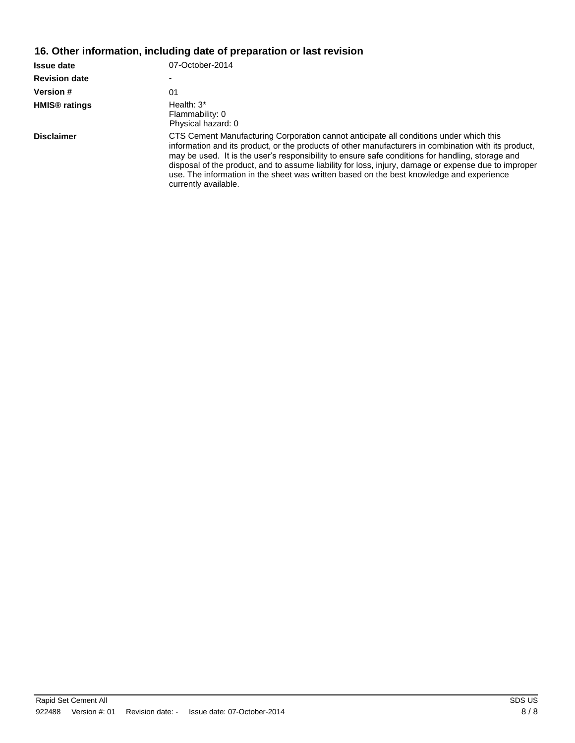## 16. Other information, including date of preparation or last revision

| | |
|---|---|
| **Issue date** | 07-October-2014 |
| **Revision date** | - |
| **Version #** | 01 |
| **HMIS® ratings** | Health: 3*<br>Flammability: 0<br>Physical hazard: 0 |
| **Disclaimer** | CTS Cement Manufacturing Corporation cannot anticipate all conditions under which this information and its product, or the products of other manufacturers in combination with its product, may be used. It is the user's responsibility to ensure safe conditions for handling, storage and disposal of the product, and to assume liability for loss, injury, damage or expense due to improper use. The information in the sheet was written based on the best knowledge and experience currently available. |